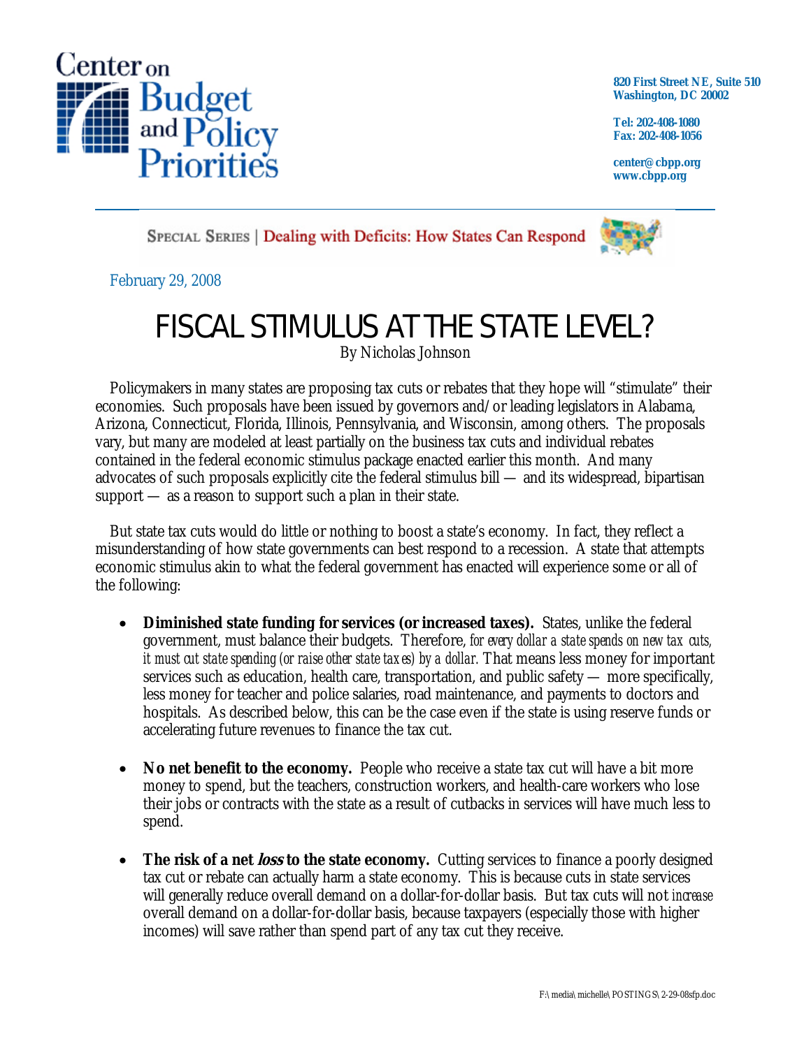Center on Budget and Policy Priorities

820 First Street NE, Suite 510
Washington, DC 20002

Tel: 202-408-1080
Fax: 202-408-1056

center@cbpp.org
www.cbpp.org

SPECIAL SERIES | Dealing with Deficits: How States Can Respond

February 29, 2008

# FISCAL STIMULUS AT THE STATE LEVEL?

By Nicholas Johnson

Policymakers in many states are proposing tax cuts or rebates that they hope will "stimulate" their economies. Such proposals have been issued by governors and/or leading legislators in Alabama, Arizona, Connecticut, Florida, Illinois, Pennsylvania, and Wisconsin, among others. The proposals vary, but many are modeled at least partially on the business tax cuts and individual rebates contained in the federal economic stimulus package enacted earlier this month. And many advocates of such proposals explicitly cite the federal stimulus bill — and its widespread, bipartisan support — as a reason to support such a plan in their state.

But state tax cuts would do little or nothing to boost a state's economy. In fact, they reflect a misunderstanding of how state governments can best respond to a recession. A state that attempts economic stimulus akin to what the federal government has enacted will experience some or all of the following:

- **Diminished state funding for services (or increased taxes).** States, unlike the federal government, must balance their budgets. Therefore, *for every dollar a state spends on new tax cuts, it must cut state spending (or raise other state taxes) by a dollar.* That means less money for important services such as education, health care, transportation, and public safety — more specifically, less money for teacher and police salaries, road maintenance, and payments to doctors and hospitals. As described below, this can be the case even if the state is using reserve funds or accelerating future revenues to finance the tax cut.

- **No net benefit to the economy.** People who receive a state tax cut will have a bit more money to spend, but the teachers, construction workers, and health-care workers who lose their jobs or contracts with the state as a result of cutbacks in services will have much less to spend.

- **The risk of a net *loss* to the state economy.** Cutting services to finance a poorly designed tax cut or rebate can actually harm a state economy. This is because cuts in state services will generally reduce overall demand on a dollar-for-dollar basis. But tax cuts will not *increase* overall demand on a dollar-for-dollar basis, because taxpayers (especially those with higher incomes) will save rather than spend part of any tax cut they receive.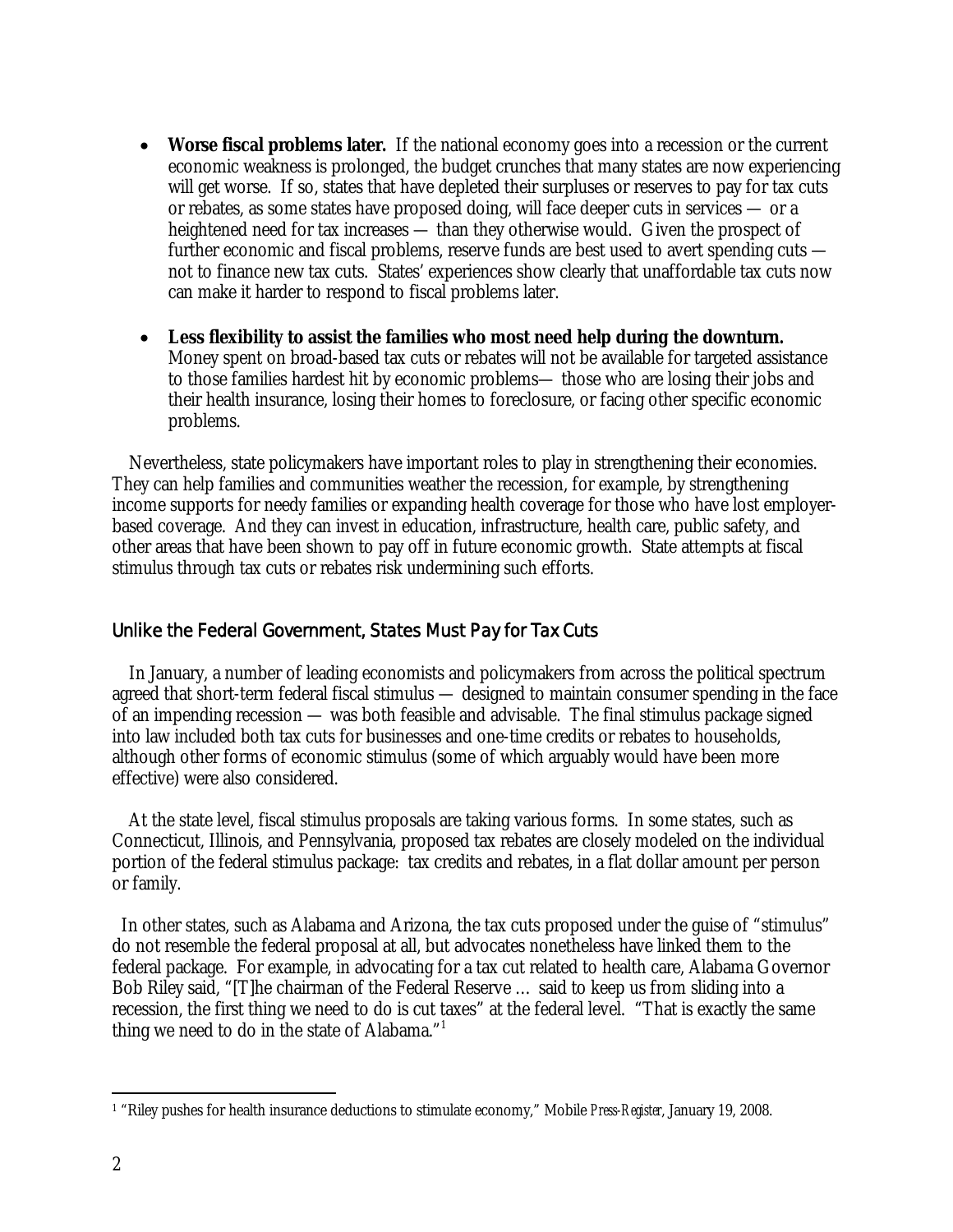- **Worse fiscal problems later.** If the national economy goes into a recession or the current economic weakness is prolonged, the budget crunches that many states are now experiencing will get worse. If so, states that have depleted their surpluses or reserves to pay for tax cuts or rebates, as some states have proposed doing, will face deeper cuts in services — or a heightened need for tax increases — than they otherwise would. Given the prospect of further economic and fiscal problems, reserve funds are best used to avert spending cuts — not to finance new tax cuts. States' experiences show clearly that unaffordable tax cuts now can make it harder to respond to fiscal problems later.

- **Less flexibility to assist the families who most need help during the downturn.** Money spent on broad-based tax cuts or rebates will not be available for targeted assistance to those families hardest hit by economic problems— those who are losing their jobs and their health insurance, losing their homes to foreclosure, or facing other specific economic problems.

Nevertheless, state policymakers have important roles to play in strengthening their economies. They can help families and communities weather the recession, for example, by strengthening income supports for needy families or expanding health coverage for those who have lost employer-based coverage. And they can invest in education, infrastructure, health care, public safety, and other areas that have been shown to pay off in future economic growth. State attempts at fiscal stimulus through tax cuts or rebates risk undermining such efforts.

## Unlike the Federal Government, States Must Pay for Tax Cuts

In January, a number of leading economists and policymakers from across the political spectrum agreed that short-term federal fiscal stimulus — designed to maintain consumer spending in the face of an impending recession — was both feasible and advisable. The final stimulus package signed into law included both tax cuts for businesses and one-time credits or rebates to households, although other forms of economic stimulus (some of which arguably would have been more effective) were also considered.

At the state level, fiscal stimulus proposals are taking various forms. In some states, such as Connecticut, Illinois, and Pennsylvania, proposed tax rebates are closely modeled on the individual portion of the federal stimulus package: tax credits and rebates, in a flat dollar amount per person or family.

In other states, such as Alabama and Arizona, the tax cuts proposed under the guise of "stimulus" do not resemble the federal proposal at all, but advocates nonetheless have linked them to the federal package. For example, in advocating for a tax cut related to health care, Alabama Governor Bob Riley said, "[T]he chairman of the Federal Reserve … said to keep us from sliding into a recession, the first thing we need to do is cut taxes" at the federal level. "That is exactly the same thing we need to do in the state of Alabama."[1]

---

[1] "Riley pushes for health insurance deductions to stimulate economy," Mobile *Press-Register*, January 19, 2008.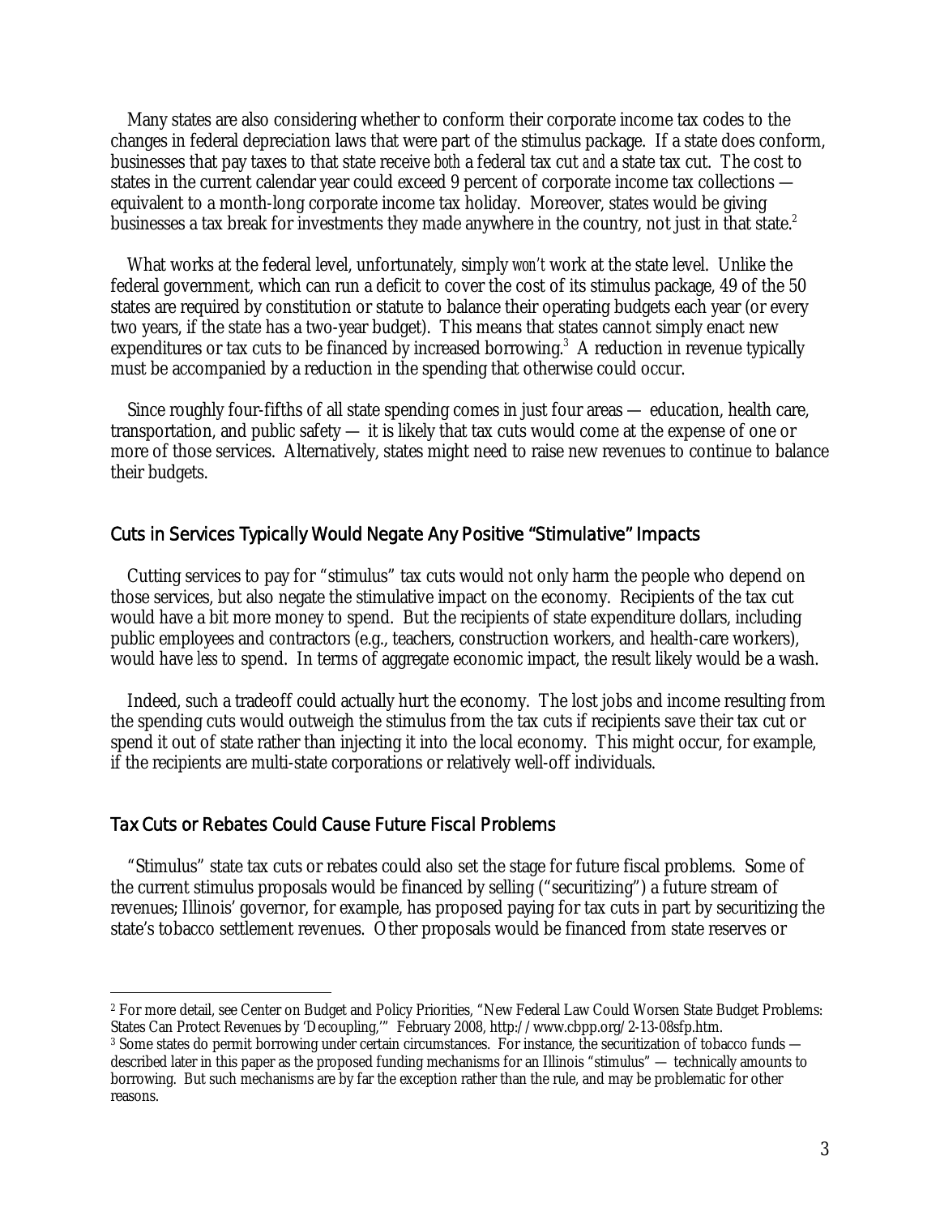Many states are also considering whether to conform their corporate income tax codes to the changes in federal depreciation laws that were part of the stimulus package. If a state does conform, businesses that pay taxes to that state receive *both* a federal tax cut *and* a state tax cut. The cost to states in the current calendar year could exceed 9 percent of corporate income tax collections — equivalent to a month-long corporate income tax holiday. Moreover, states would be giving businesses a tax break for investments they made anywhere in the country, not just in that state.[2]

What works at the federal level, unfortunately, simply *won't* work at the state level. Unlike the federal government, which can run a deficit to cover the cost of its stimulus package, 49 of the 50 states are required by constitution or statute to balance their operating budgets each year (or every two years, if the state has a two-year budget). This means that states cannot simply enact new expenditures or tax cuts to be financed by increased borrowing.[3] A reduction in revenue typically must be accompanied by a reduction in the spending that otherwise could occur.

Since roughly four-fifths of all state spending comes in just four areas — education, health care, transportation, and public safety — it is likely that tax cuts would come at the expense of one or more of those services. Alternatively, states might need to raise new revenues to continue to balance their budgets.

## Cuts in Services Typically Would Negate Any Positive "Stimulative" Impacts

Cutting services to pay for "stimulus" tax cuts would not only harm the people who depend on those services, but also negate the stimulative impact on the economy. Recipients of the tax cut would have a bit more money to spend. But the recipients of state expenditure dollars, including public employees and contractors (e.g., teachers, construction workers, and health-care workers), would have *less* to spend. In terms of aggregate economic impact, the result likely would be a wash.

Indeed, such a tradeoff could actually hurt the economy. The lost jobs and income resulting from the spending cuts would outweigh the stimulus from the tax cuts if recipients save their tax cut or spend it out of state rather than injecting it into the local economy. This might occur, for example, if the recipients are multi-state corporations or relatively well-off individuals.

## Tax Cuts or Rebates Could Cause Future Fiscal Problems

"Stimulus" state tax cuts or rebates could also set the stage for future fiscal problems. Some of the current stimulus proposals would be financed by selling ("securitizing") a future stream of revenues; Illinois' governor, for example, has proposed paying for tax cuts in part by securitizing the state's tobacco settlement revenues. Other proposals would be financed from state reserves or

---

[2] For more detail, see Center on Budget and Policy Priorities, "New Federal Law Could Worsen State Budget Problems: States Can Protect Revenues by 'Decoupling,'" February 2008, http://www.cbpp.org/2-13-08sfp.htm.

[3] Some states do permit borrowing under certain circumstances. For instance, the securitization of tobacco funds — described later in this paper as the proposed funding mechanisms for an Illinois "stimulus" — technically amounts to borrowing. But such mechanisms are by far the exception rather than the rule, and may be problematic for other reasons.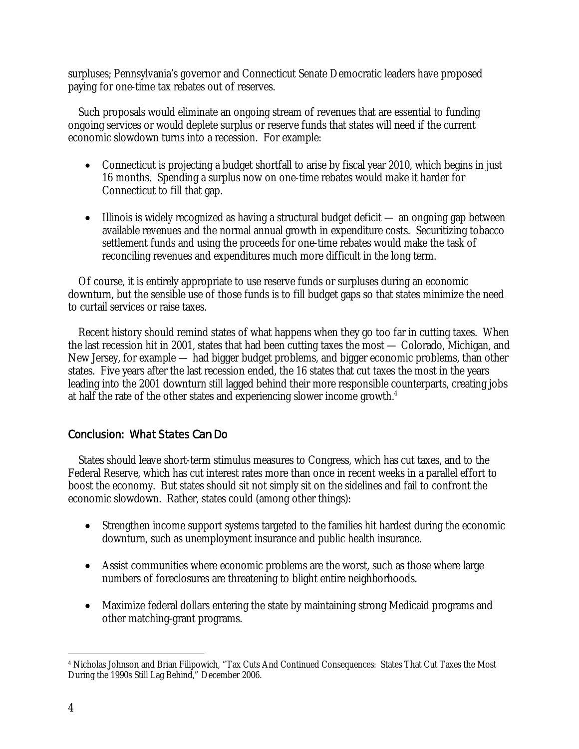surpluses; Pennsylvania's governor and Connecticut Senate Democratic leaders have proposed paying for one-time tax rebates out of reserves.

Such proposals would eliminate an ongoing stream of revenues that are essential to funding ongoing services or would deplete surplus or reserve funds that states will need if the current economic slowdown turns into a recession. For example:

- Connecticut is projecting a budget shortfall to arise by fiscal year 2010, which begins in just 16 months. Spending a surplus now on one-time rebates would make it harder for Connecticut to fill that gap.

- Illinois is widely recognized as having a structural budget deficit — an ongoing gap between available revenues and the normal annual growth in expenditure costs. Securitizing tobacco settlement funds and using the proceeds for one-time rebates would make the task of reconciling revenues and expenditures much more difficult in the long term.

Of course, it is entirely appropriate to use reserve funds or surpluses during an economic downturn, but the sensible use of those funds is to fill budget gaps so that states minimize the need to curtail services or raise taxes.

Recent history should remind states of what happens when they go too far in cutting taxes. When the last recession hit in 2001, states that had been cutting taxes the most — Colorado, Michigan, and New Jersey, for example — had bigger budget problems, and bigger economic problems, than other states. Five years after the last recession ended, the 16 states that cut taxes the most in the years leading into the 2001 downturn *still* lagged behind their more responsible counterparts, creating jobs at half the rate of the other states and experiencing slower income growth.[4]

## Conclusion: What States Can Do

States should leave short-term stimulus measures to Congress, which has cut taxes, and to the Federal Reserve, which has cut interest rates more than once in recent weeks in a parallel effort to boost the economy. But states should sit not simply sit on the sidelines and fail to confront the economic slowdown. Rather, states could (among other things):

- Strengthen income support systems targeted to the families hit hardest during the economic downturn, such as unemployment insurance and public health insurance.

- Assist communities where economic problems are the worst, such as those where large numbers of foreclosures are threatening to blight entire neighborhoods.

- Maximize federal dollars entering the state by maintaining strong Medicaid programs and other matching-grant programs.

[4] Nicholas Johnson and Brian Filipowich, "Tax Cuts And Continued Consequences: States That Cut Taxes the Most During the 1990s Still Lag Behind," December 2006.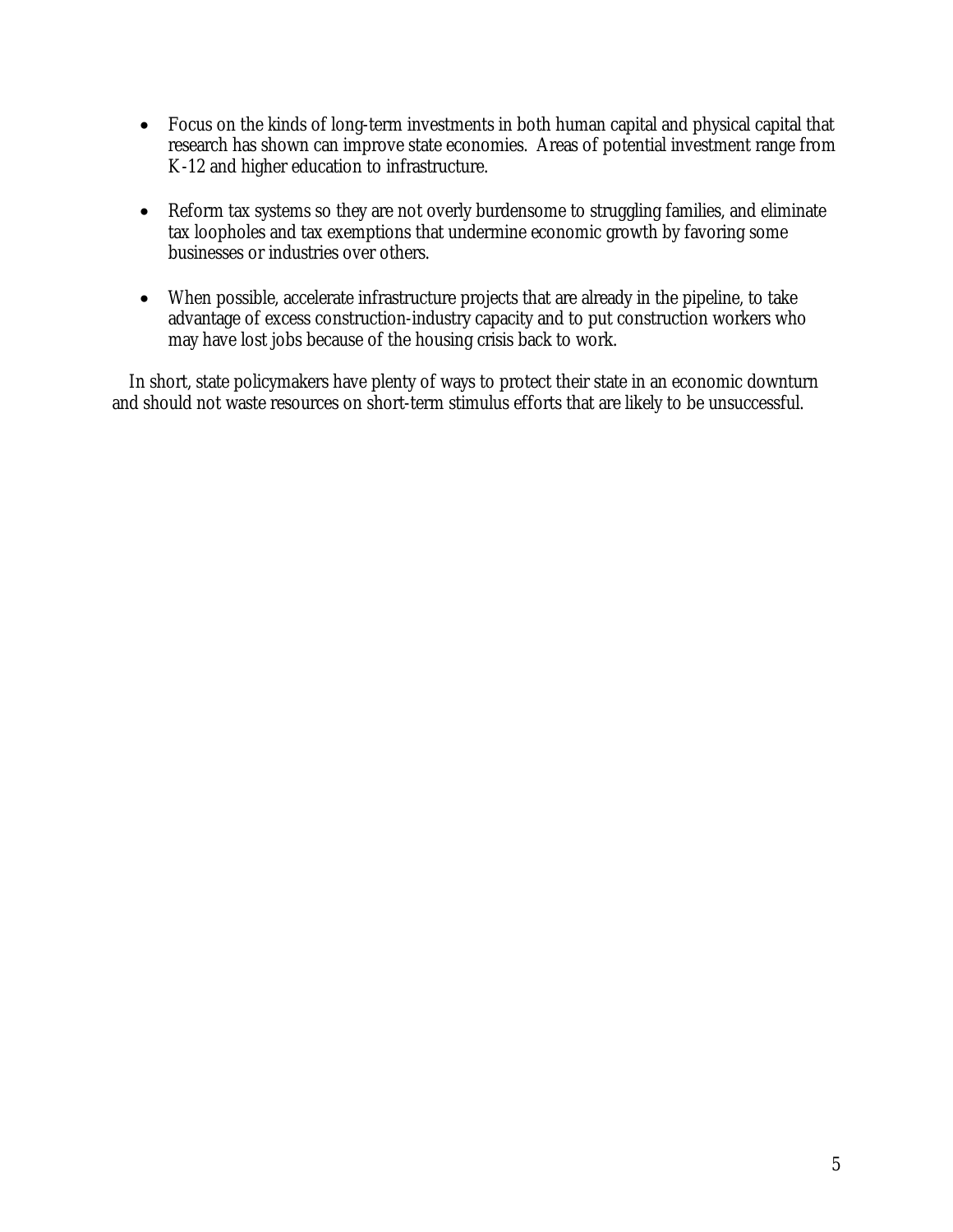- Focus on the kinds of long-term investments in both human capital and physical capital that research has shown can improve state economies. Areas of potential investment range from K-12 and higher education to infrastructure.

- Reform tax systems so they are not overly burdensome to struggling families, and eliminate tax loopholes and tax exemptions that undermine economic growth by favoring some businesses or industries over others.

- When possible, accelerate infrastructure projects that are already in the pipeline, to take advantage of excess construction-industry capacity and to put construction workers who may have lost jobs because of the housing crisis back to work.

In short, state policymakers have plenty of ways to protect their state in an economic downturn and should not waste resources on short-term stimulus efforts that are likely to be unsuccessful.